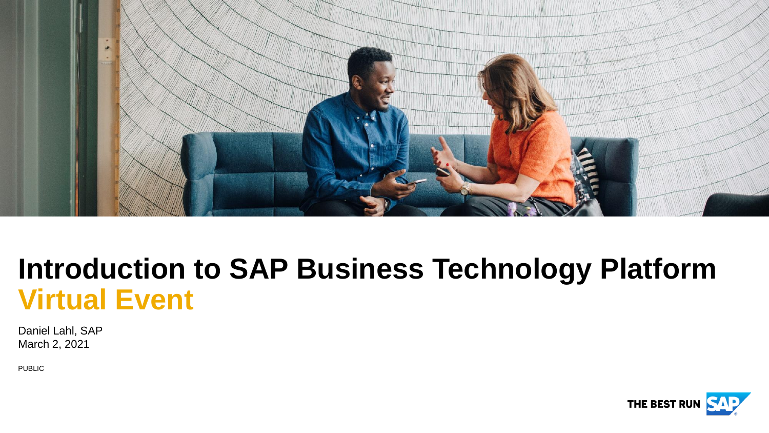# Introduction to SAP Business Technology Platform
## Virtual Event

Daniel Lahl, SAP
March 2, 2021

PUBLIC

THE BEST RUN SAP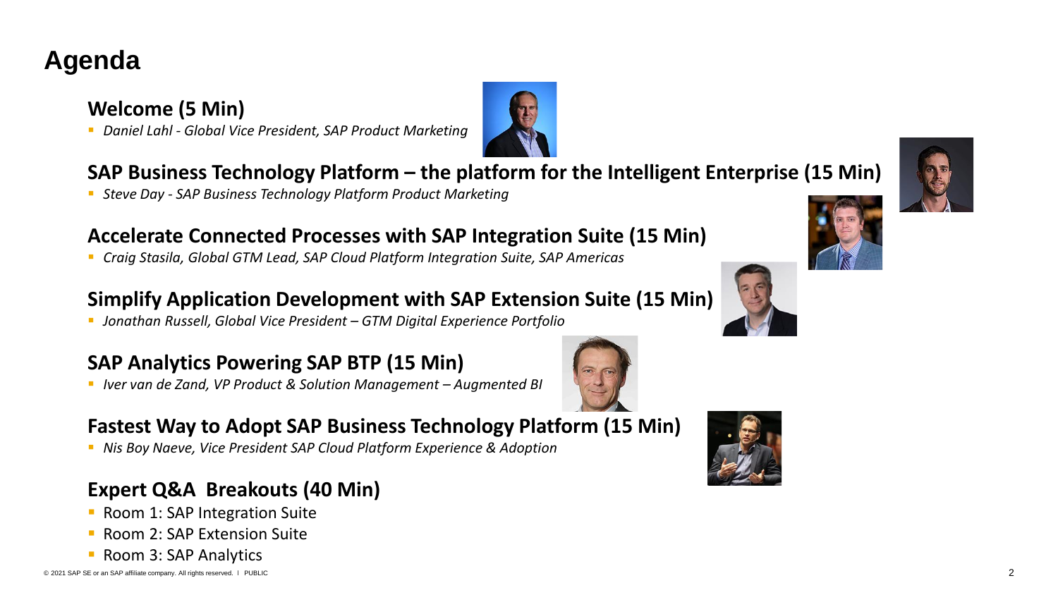# Agenda

## Welcome (5 Min)

- *Daniel Lahl - Global Vice President, SAP Product Marketing*

## SAP Business Technology Platform – the platform for the Intelligent Enterprise (15 Min)

- *Steve Day - SAP Business Technology Platform Product Marketing*

## Accelerate Connected Processes with SAP Integration Suite (15 Min)

- *Craig Stasila, Global GTM Lead, SAP Cloud Platform Integration Suite, SAP Americas*

## Simplify Application Development with SAP Extension Suite (15 Min)

- *Jonathan Russell, Global Vice President – GTM Digital Experience Portfolio*

## SAP Analytics Powering SAP BTP (15 Min)

- *Iver van de Zand, VP Product & Solution Management – Augmented BI*

## Fastest Way to Adopt SAP Business Technology Platform (15 Min)

- *Nis Boy Naeve, Vice President SAP Cloud Platform Experience & Adoption*

## Expert Q&A Breakouts (40 Min)

- Room 1: SAP Integration Suite
- Room 2: SAP Extension Suite
- Room 3: SAP Analytics

© 2021 SAP SE or an SAP affiliate company. All rights reserved. ǀ PUBLIC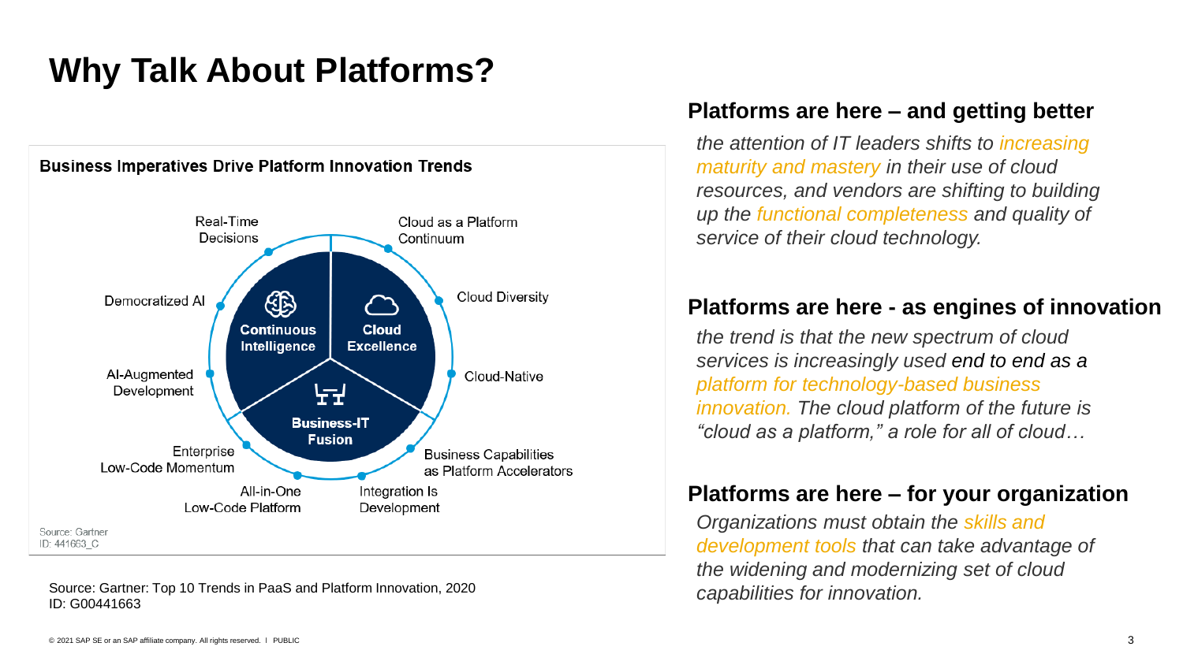# Why Talk About Platforms?

**Business Imperatives Drive Platform Innovation Trends**

Real-Time Decisions

Cloud as a Platform Continuum

Democratized AI

Cloud Diversity

Continuous Intelligence

Cloud Excellence

AI-Augmented Development

Cloud-Native

Business-IT Fusion

Enterprise Low-Code Momentum

Business Capabilities as Platform Accelerators

All-in-One Low-Code Platform

Integration Is Development

Source: Gartner
ID: 441663_C

Source: Gartner: Top 10 Trends in PaaS and Platform Innovation, 2020
ID: G00441663

## Platforms are here – and getting better

*the attention of IT leaders shifts to increasing maturity and mastery in their use of cloud resources, and vendors are shifting to building up the functional completeness and quality of service of their cloud technology.*

## Platforms are here - as engines of innovation

*the trend is that the new spectrum of cloud services is increasingly used end to end as a platform for technology-based business innovation. The cloud platform of the future is "cloud as a platform," a role for all of cloud…*

## Platforms are here – for your organization

*Organizations must obtain the skills and development tools that can take advantage of the widening and modernizing set of cloud capabilities for innovation.*

© 2021 SAP SE or an SAP affiliate company. All rights reserved. ǀ PUBLIC